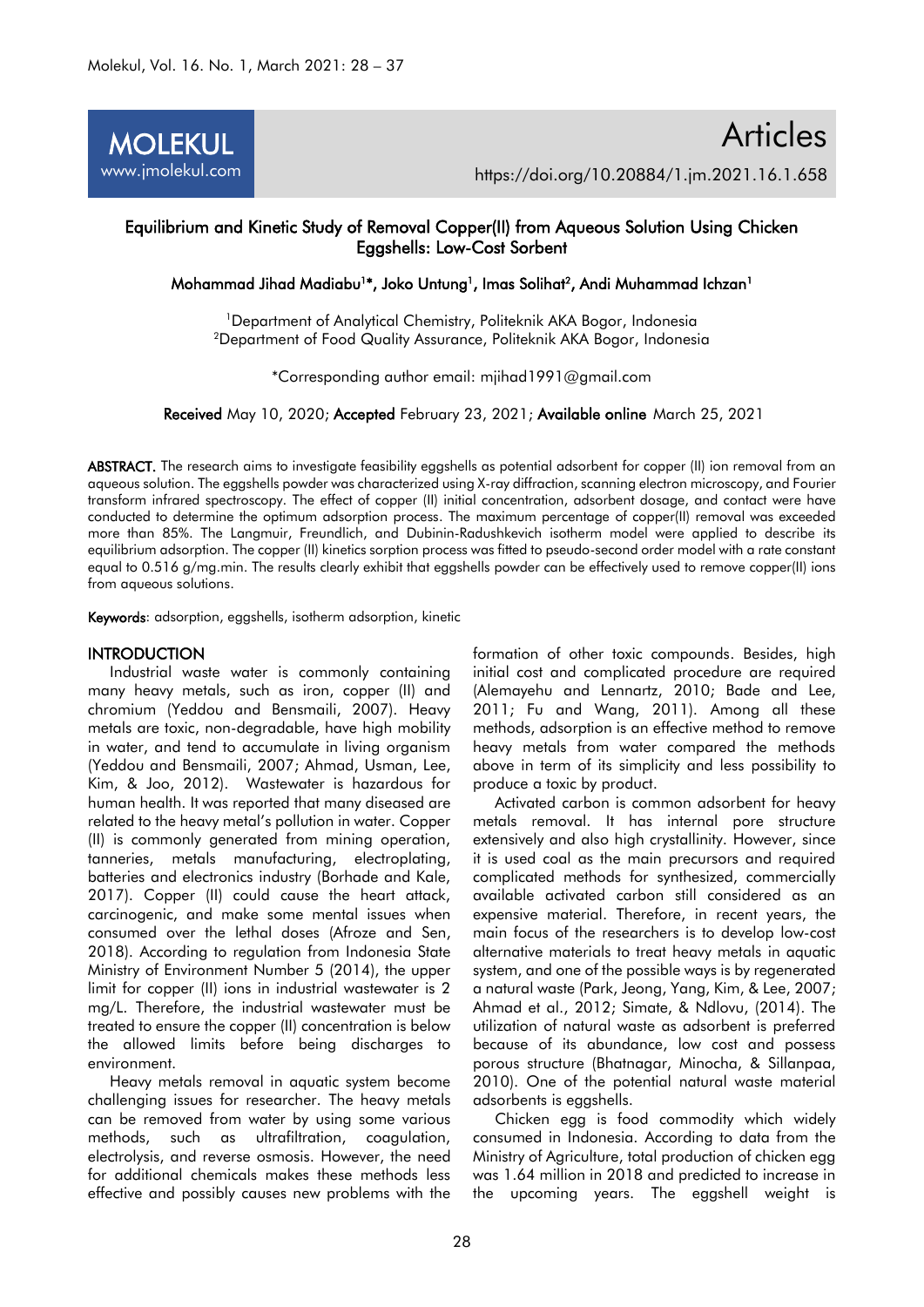MOLEKUL
www.jmolekul.com

Articles

https://doi.org/10.20884/1.jm.2021.16.1.658

# Equilibrium and Kinetic Study of Removal Copper(II) from Aqueous Solution Using Chicken Eggshells: Low-Cost Sorbent

**Mohammad Jihad Madiabu[1]*, Joko Untung[1], Imas Solihat[2], Andi Muhammad Ichzan[1]**

[1]Department of Analytical Chemistry, Politeknik AKA Bogor, Indonesia
[2]Department of Food Quality Assurance, Politeknik AKA Bogor, Indonesia

*Corresponding author email: mjihad1991@gmail.com

**Received** May 10, 2020; **Accepted** February 23, 2021; **Available online** March 25, 2021

**ABSTRACT.** The research aims to investigate feasibility eggshells as potential adsorbent for copper (II) ion removal from an aqueous solution. The eggshells powder was characterized using X-ray diffraction, scanning electron microscopy, and Fourier transform infrared spectroscopy. The effect of copper (II) initial concentration, adsorbent dosage, and contact were have conducted to determine the optimum adsorption process. The maximum percentage of copper(II) removal was exceeded more than 85%. The Langmuir, Freundlich, and Dubinin-Radushkevich isotherm model were applied to describe its equilibrium adsorption. The copper (II) kinetics sorption process was fitted to pseudo-second order model with a rate constant equal to 0.516 g/mg.min. The results clearly exhibit that eggshells powder can be effectively used to remove copper(II) ions from aqueous solutions.

**Keywords**: adsorption, eggshells, isotherm adsorption, kinetic

## INTRODUCTION

Industrial waste water is commonly containing many heavy metals, such as iron, copper (II) and chromium (Yeddou and Bensmaili, 2007). Heavy metals are toxic, non-degradable, have high mobility in water, and tend to accumulate in living organism (Yeddou and Bensmaili, 2007; Ahmad, Usman, Lee, Kim, & Joo, 2012). Wastewater is hazardous for human health. It was reported that many diseased are related to the heavy metal's pollution in water. Copper (II) is commonly generated from mining operation, tanneries, metals manufacturing, electroplating, batteries and electronics industry (Borhade and Kale, 2017). Copper (II) could cause the heart attack, carcinogenic, and make some mental issues when consumed over the lethal doses (Afroze and Sen, 2018). According to regulation from Indonesia State Ministry of Environment Number 5 (2014), the upper limit for copper (II) ions in industrial wastewater is 2 mg/L. Therefore, the industrial wastewater must be treated to ensure the copper (II) concentration is below the allowed limits before being discharges to environment.

Heavy metals removal in aquatic system become challenging issues for researcher. The heavy metals can be removed from water by using some various methods, such as ultrafiltration, coagulation, electrolysis, and reverse osmosis. However, the need for additional chemicals makes these methods less effective and possibly causes new problems with the formation of other toxic compounds. Besides, high initial cost and complicated procedure are required (Alemayehu and Lennartz, 2010; Bade and Lee, 2011; Fu and Wang, 2011). Among all these methods, adsorption is an effective method to remove heavy metals from water compared the methods above in term of its simplicity and less possibility to produce a toxic by product.

Activated carbon is common adsorbent for heavy metals removal. It has internal pore structure extensively and also high crystallinity. However, since it is used coal as the main precursors and required complicated methods for synthesized, commercially available activated carbon still considered as an expensive material. Therefore, in recent years, the main focus of the researchers is to develop low-cost alternative materials to treat heavy metals in aquatic system, and one of the possible ways is by regenerated a natural waste (Park, Jeong, Yang, Kim, & Lee, 2007; Ahmad et al., 2012; Simate, & Ndlovu, (2014). The utilization of natural waste as adsorbent is preferred because of its abundance, low cost and possess porous structure (Bhatnagar, Minocha, & Sillanpaa, 2010). One of the potential natural waste material adsorbents is eggshells.

Chicken egg is food commodity which widely consumed in Indonesia. According to data from the Ministry of Agriculture, total production of chicken egg was 1.64 million in 2018 and predicted to increase in the upcoming years. The eggshell weight is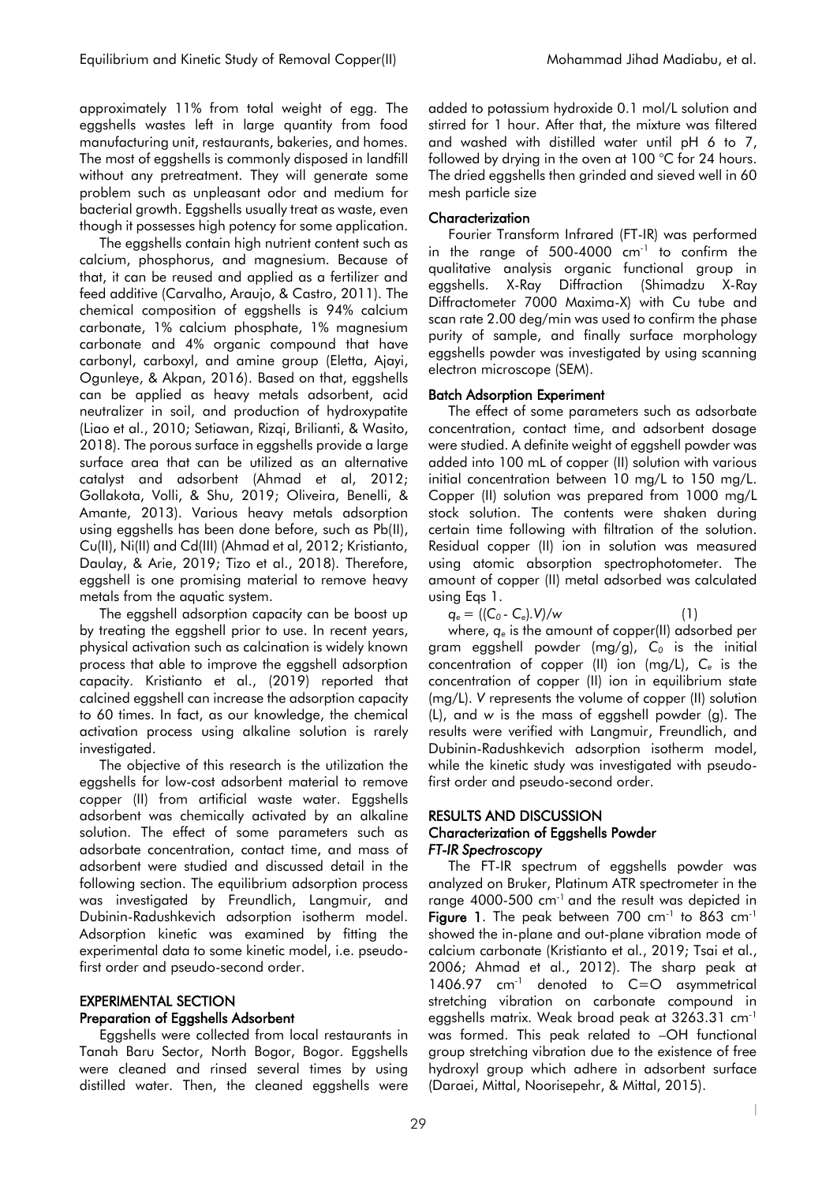approximately 11% from total weight of egg. The eggshells wastes left in large quantity from food manufacturing unit, restaurants, bakeries, and homes. The most of eggshells is commonly disposed in landfill without any pretreatment. They will generate some problem such as unpleasant odor and medium for bacterial growth. Eggshells usually treat as waste, even though it possesses high potency for some application.

The eggshells contain high nutrient content such as calcium, phosphorus, and magnesium. Because of that, it can be reused and applied as a fertilizer and feed additive (Carvalho, Araujo, & Castro, 2011). The chemical composition of eggshells is 94% calcium carbonate, 1% calcium phosphate, 1% magnesium carbonate and 4% organic compound that have carbonyl, carboxyl, and amine group (Eletta, Ajayi, Ogunleye, & Akpan, 2016). Based on that, eggshells can be applied as heavy metals adsorbent, acid neutralizer in soil, and production of hydroxypatite (Liao et al., 2010; Setiawan, Rizqi, Brilianti, & Wasito, 2018). The porous surface in eggshells provide a large surface area that can be utilized as an alternative catalyst and adsorbent (Ahmad et al, 2012; Gollakota, Volli, & Shu, 2019; Oliveira, Benelli, & Amante, 2013). Various heavy metals adsorption using eggshells has been done before, such as Pb(II), Cu(II), Ni(II) and Cd(III) (Ahmad et al, 2012; Kristianto, Daulay, & Arie, 2019; Tizo et al., 2018). Therefore, eggshell is one promising material to remove heavy metals from the aquatic system.

The eggshell adsorption capacity can be boost up by treating the eggshell prior to use. In recent years, physical activation such as calcination is widely known process that able to improve the eggshell adsorption capacity. Kristianto et al., (2019) reported that calcined eggshell can increase the adsorption capacity to 60 times. In fact, as our knowledge, the chemical activation process using alkaline solution is rarely investigated.

The objective of this research is the utilization the eggshells for low-cost adsorbent material to remove copper (II) from artificial waste water. Eggshells adsorbent was chemically activated by an alkaline solution. The effect of some parameters such as adsorbate concentration, contact time, and mass of adsorbent were studied and discussed detail in the following section. The equilibrium adsorption process was investigated by Freundlich, Langmuir, and Dubinin-Radushkevich adsorption isotherm model. Adsorption kinetic was examined by fitting the experimental data to some kinetic model, i.e. pseudo-first order and pseudo-second order.

## EXPERIMENTAL SECTION

### Preparation of Eggshells Adsorbent

Eggshells were collected from local restaurants in Tanah Baru Sector, North Bogor, Bogor. Eggshells were cleaned and rinsed several times by using distilled water. Then, the cleaned eggshells were added to potassium hydroxide 0.1 mol/L solution and stirred for 1 hour. After that, the mixture was filtered and washed with distilled water until pH 6 to 7, followed by drying in the oven at 100 °C for 24 hours. The dried eggshells then grinded and sieved well in 60 mesh particle size

### Characterization

Fourier Transform Infrared (FT-IR) was performed in the range of 500-4000 $cm^{-1}$ to confirm the qualitative analysis organic functional group in eggshells. X-Ray Diffraction (Shimadzu X-Ray Diffractometer 7000 Maxima-X) with Cu tube and scan rate 2.00 deg/min was used to confirm the phase purity of sample, and finally surface morphology eggshells powder was investigated by using scanning electron microscope (SEM).

### Batch Adsorption Experiment

The effect of some parameters such as adsorbate concentration, contact time, and adsorbent dosage were studied. A definite weight of eggshell powder was added into 100 mL of copper (II) solution with various initial concentration between 10 mg/L to 150 mg/L. Copper (II) solution was prepared from 1000 mg/L stock solution. The contents were shaken during certain time following with filtration of the solution. Residual copper (II) ion in solution was measured using atomic absorption spectrophotometer. The amount of copper (II) metal adsorbed was calculated using Eqs 1.

$$q_e = ((C_0 - C_e).V)/w \quad (1)$$

where, $q_e$ is the amount of copper(II) adsorbed per gram eggshell powder (mg/g), $C_0$ is the initial concentration of copper (II) ion (mg/L), $C_e$ is the concentration of copper (II) ion in equilibrium state (mg/L). $V$ represents the volume of copper (II) solution (L), and $w$ is the mass of eggshell powder (g). The results were verified with Langmuir, Freundlich, and Dubinin-Radushkevich adsorption isotherm model, while the kinetic study was investigated with pseudo-first order and pseudo-second order.

## RESULTS AND DISCUSSION

### Characterization of Eggshells Powder

#### *FT-IR Spectroscopy*

The FT-IR spectrum of eggshells powder was analyzed on Bruker, Platinum ATR spectrometer in the range 4000-500 $cm^{-1}$ and the result was depicted in **Figure 1**. The peak between 700 $cm^{-1}$ to 863 $cm^{-1}$ showed the in-plane and out-plane vibration mode of calcium carbonate (Kristianto et al., 2019; Tsai et al., 2006; Ahmad et al., 2012). The sharp peak at 1406.97 $cm^{-1}$ denoted to C=O asymmetrical stretching vibration on carbonate compound in eggshells matrix. Weak broad peak at 3263.31 $cm^{-1}$ was formed. This peak related to –OH functional group stretching vibration due to the existence of free hydroxyl group which adhere in adsorbent surface (Daraei, Mittal, Noorisepehr, & Mittal, 2015).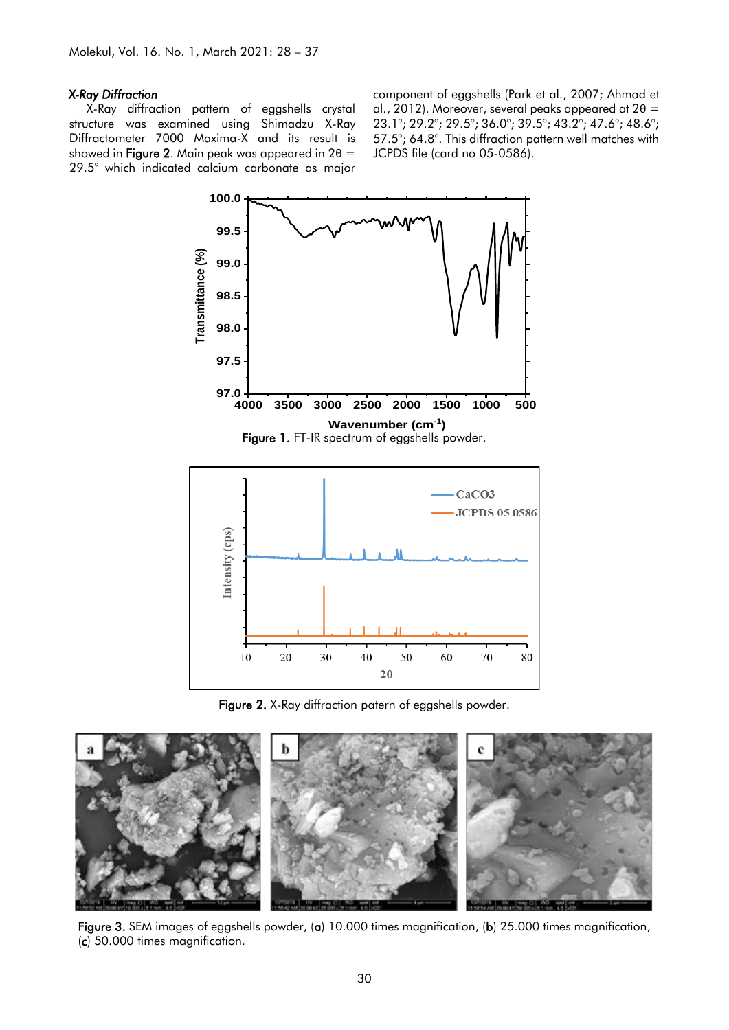### *X-Ray Diffraction*

X-Ray diffraction pattern of eggshells crystal structure was examined using Shimadzu X-Ray Diffractometer 7000 Maxima-X and its result is showed in **Figure 2**. Main peak was appeared in 2θ = 29.5° which indicated calcium carbonate as major component of eggshells (Park et al., 2007; Ahmad et al., 2012). Moreover, several peaks appeared at 2θ = 23.1°; 29.2°; 29.5°; 36.0°; 39.5°; 43.2°; 47.6°; 48.6°; 57.5°; 64.8°. This diffraction pattern well matches with JCPDS file (card no 05-0586).

**Figure 1.** FT-IR spectrum of eggshells powder.

**Figure 2.** X-Ray diffraction patern of eggshells powder.

**Figure 3.** SEM images of eggshells powder, (**a**) 10.000 times magnification, (**b**) 25.000 times magnification, (**c**) 50.000 times magnification.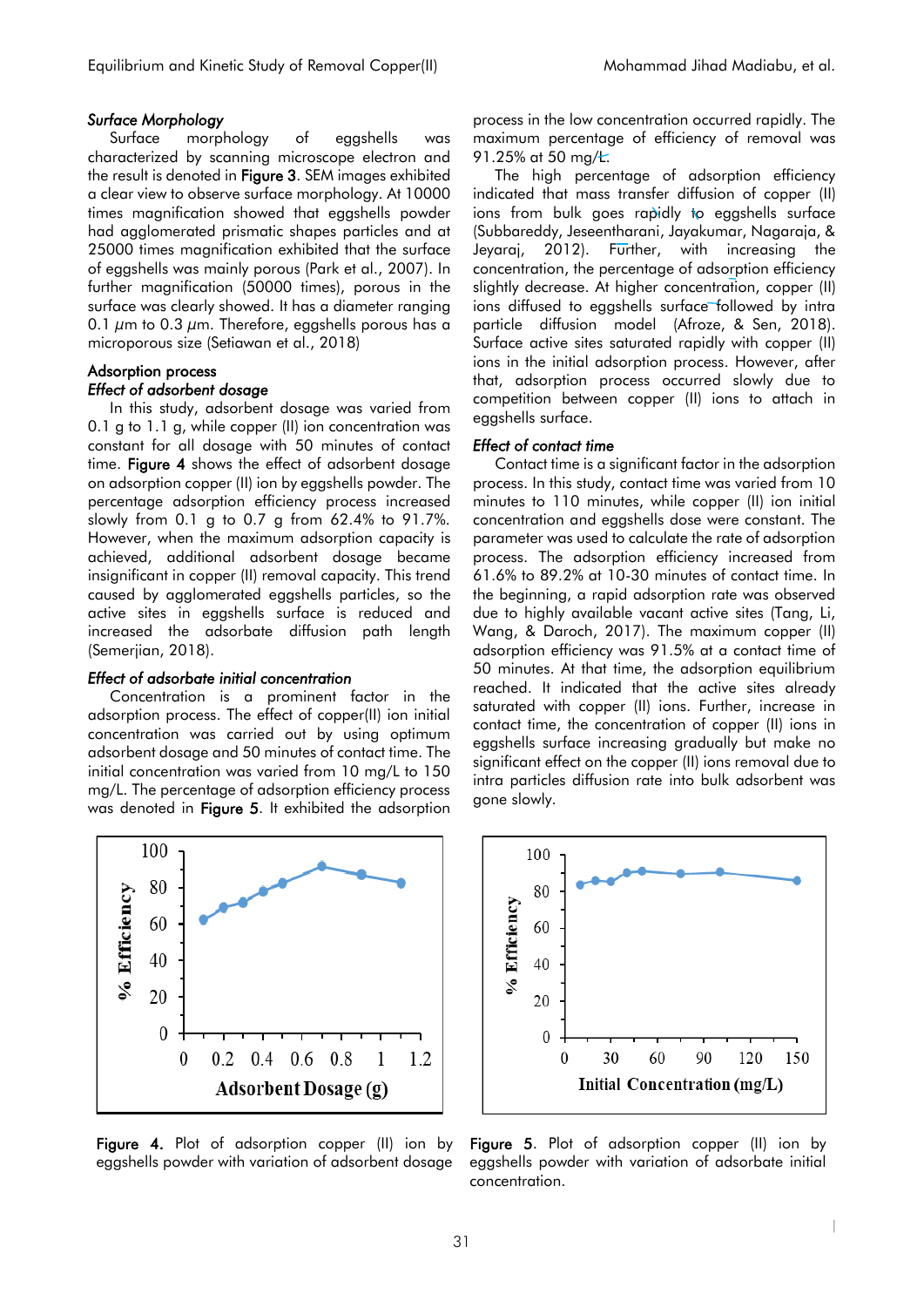### *Surface Morphology*

Surface morphology of eggshells was characterized by scanning microscope electron and the result is denoted in **Figure 3**. SEM images exhibited a clear view to observe surface morphology. At 10000 times magnification showed that eggshells powder had agglomerated prismatic shapes particles and at 25000 times magnification exhibited that the surface of eggshells was mainly porous (Park et al., 2007). In further magnification (50000 times), porous in the surface was clearly showed. It has a diameter ranging 0.1 $\mu$m to 0.3 $\mu$m. Therefore, eggshells porous has a microporous size (Setiawan et al., 2018)

## Adsorption process

### *Effect of adsorbent dosage*

In this study, adsorbent dosage was varied from 0.1 g to 1.1 g, while copper (II) ion concentration was constant for all dosage with 50 minutes of contact time. **Figure 4** shows the effect of adsorbent dosage on adsorption copper (II) ion by eggshells powder. The percentage adsorption efficiency process increased slowly from 0.1 g to 0.7 g from 62.4% to 91.7%. However, when the maximum adsorption capacity is achieved, additional adsorbent dosage became insignificant in copper (II) removal capacity. This trend caused by agglomerated eggshells particles, so the active sites in eggshells surface is reduced and increased the adsorbate diffusion path length (Semerjian, 2018).

### *Effect of adsorbate initial concentration*

Concentration is a prominent factor in the adsorption process. The effect of copper(II) ion initial concentration was carried out by using optimum adsorbent dosage and 50 minutes of contact time. The initial concentration was varied from 10 mg/L to 150 mg/L. The percentage of adsorption efficiency process was denoted in **Figure 5**. It exhibited the adsorption process in the low concentration occurred rapidly. The maximum percentage of efficiency of removal was 91.25% at 50 mg/L.

The high percentage of adsorption efficiency indicated that mass transfer diffusion of copper (II) ions from bulk goes rapidly to eggshells surface (Subbareddy, Jeseentharani, Jayakumar, Nagaraja, & Jeyaraj, 2012). Further, with increasing the concentration, the percentage of adsorption efficiency slightly decrease. At higher concentration, copper (II) ions diffused to eggshells surface followed by intra particle diffusion model (Afroze, & Sen, 2018). Surface active sites saturated rapidly with copper (II) ions in the initial adsorption process. However, after that, adsorption process occurred slowly due to competition between copper (II) ions to attach in eggshells surface.

### *Effect of contact time*

Contact time is a significant factor in the adsorption process. In this study, contact time was varied from 10 minutes to 110 minutes, while copper (II) ion initial concentration and eggshells dose were constant. The parameter was used to calculate the rate of adsorption process. The adsorption efficiency increased from 61.6% to 89.2% at 10-30 minutes of contact time. In the beginning, a rapid adsorption rate was observed due to highly available vacant active sites (Tang, Li, Wang, & Daroch, 2017). The maximum copper (II) adsorption efficiency was 91.5% at a contact time of 50 minutes. At that time, the adsorption equilibrium reached. It indicated that the active sites already saturated with copper (II) ions. Further, increase in contact time, the concentration of copper (II) ions in eggshells surface increasing gradually but make no significant effect on the copper (II) ions removal due to intra particles diffusion rate into bulk adsorbent was gone slowly.

**Figure 4.** Plot of adsorption copper (II) ion by eggshells powder with variation of adsorbent dosage

**Figure 5.** Plot of adsorption copper (II) ion by eggshells powder with variation of adsorbate initial concentration.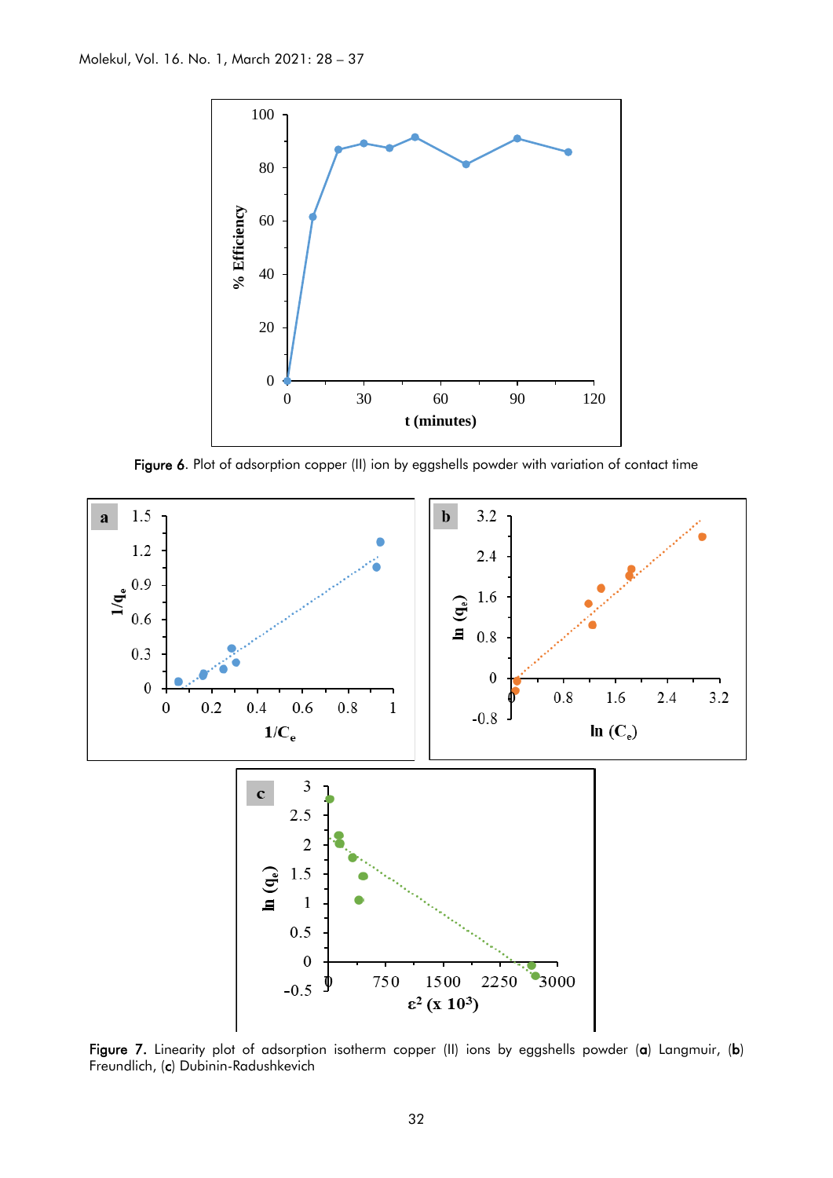Figure 6. Plot of adsorption copper (II) ion by eggshells powder with variation of contact time

Figure 7. Linearity plot of adsorption isotherm copper (II) ions by eggshells powder (**a**) Langmuir, (**b**) Freundlich, (**c**) Dubinin-Radushkevich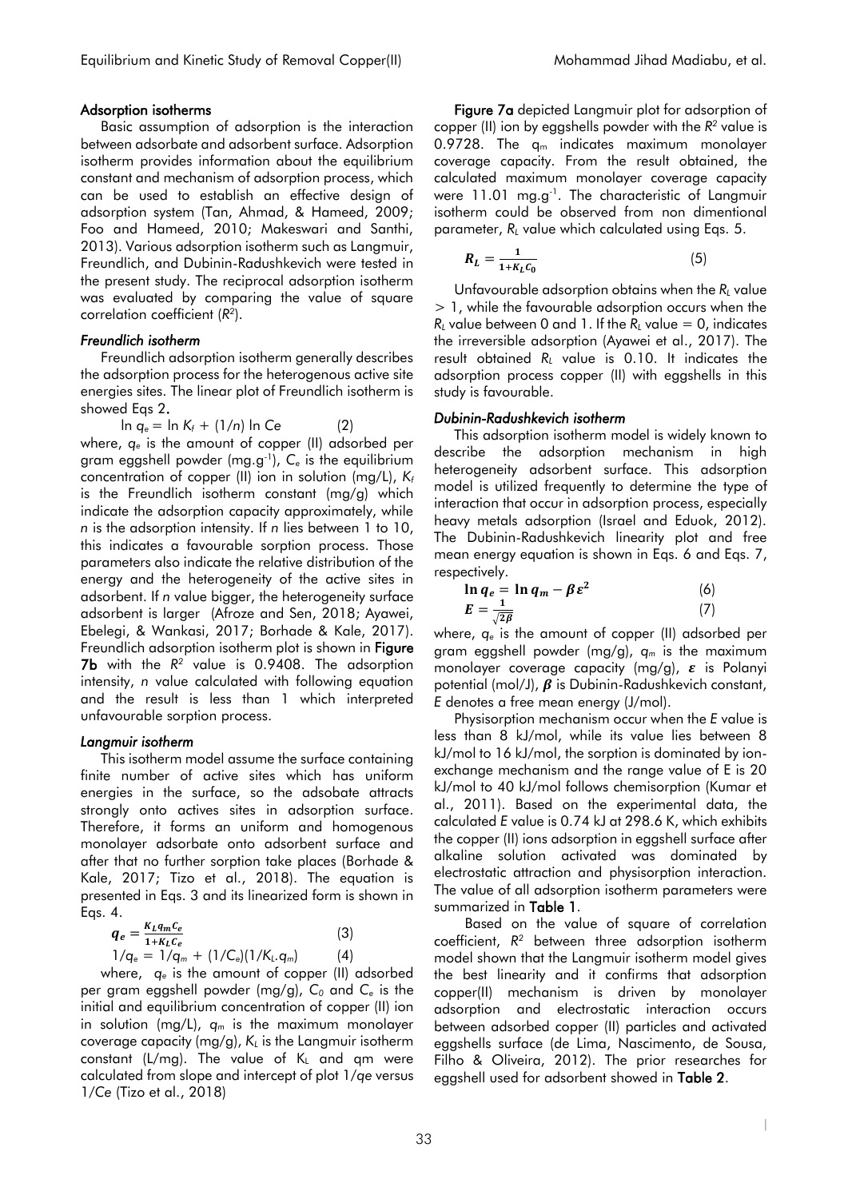### Adsorption isotherms

Basic assumption of adsorption is the interaction between adsorbate and adsorbent surface. Adsorption isotherm provides information about the equilibrium constant and mechanism of adsorption process, which can be used to establish an effective design of adsorption system (Tan, Ahmad, & Hameed, 2009; Foo and Hameed, 2010; Makeswari and Santhi, 2013). Various adsorption isotherm such as Langmuir, Freundlich, and Dubinin-Radushkevich were tested in the present study. The reciprocal adsorption isotherm was evaluated by comparing the value of square correlation coefficient ($R^2$).

#### *Freundlich isotherm*

Freundlich adsorption isotherm generally describes the adsorption process for the heterogenous active site energies sites. The linear plot of Freundlich isotherm is showed Eqs 2.

$$\ln q_e = \ln K_f + (1/n) \ln Ce \quad (2)$$

where, $q_e$ is the amount of copper (II) adsorbed per gram eggshell powder (mg.g$^{-1}$), $C_e$ is the equilibrium concentration of copper (II) ion in solution (mg/L), $K_f$ is the Freundlich isotherm constant (mg/g) which indicate the adsorption capacity approximately, while $n$ is the adsorption intensity. If $n$ lies between 1 to 10, this indicates a favourable sorption process. Those parameters also indicate the relative distribution of the energy and the heterogeneity of the active sites in adsorbent. If $n$ value bigger, the heterogeneity surface adsorbent is larger (Afroze and Sen, 2018; Ayawei, Ebelegi, & Wankasi, 2017; Borhade & Kale, 2017). Freundlich adsorption isotherm plot is shown in **Figure 7b** with the $R^2$ value is 0.9408. The adsorption intensity, $n$ value calculated with following equation and the result is less than 1 which interpreted unfavourable sorption process.

#### *Langmuir isotherm*

This isotherm model assume the surface containing finite number of active sites which has uniform energies in the surface, so the adsobate attracts strongly onto actives sites in adsorption surface. Therefore, it forms an uniform and homogenous monolayer adsorbate onto adsorbent surface and after that no further sorption take places (Borhade & Kale, 2017; Tizo et al., 2018). The equation is presented in Eqs. 3 and its linearized form is shown in Eqs. 4.

$$q_e = \frac{K_L q_m C_e}{1 + K_L C_e} \quad (3)$$

$$1/q_e = 1/q_m + (1/C_e)(1/K_L.q_m) \quad (4)$$

where, $q_e$ is the amount of copper (II) adsorbed per gram eggshell powder (mg/g), $C_0$ and $C_e$ is the initial and equilibrium concentration of copper (II) ion in solution (mg/L), $q_m$ is the maximum monolayer coverage capacity (mg/g), $K_L$ is the Langmuir isotherm constant (L/mg). The value of $K_L$ and qm were calculated from slope and intercept of plot 1/*qe* versus 1/*Ce* (Tizo et al., 2018)

**Figure 7a** depicted Langmuir plot for adsorption of copper (II) ion by eggshells powder with the $R^2$ value is 0.9728. The $q_m$ indicates maximum monolayer coverage capacity. From the result obtained, the calculated maximum monolayer coverage capacity were 11.01 mg.g$^{-1}$. The characteristic of Langmuir isotherm could be observed from non dimentional parameter, $R_L$ value which calculated using Eqs. 5.

$$R_L = \frac{1}{1 + K_L C_0} \quad (5)$$

Unfavourable adsorption obtains when the $R_L$ value $> 1$, while the favourable adsorption occurs when the $R_L$ value between 0 and 1. If the $R_L$ value = 0, indicates the irreversible adsorption (Ayawei et al., 2017). The result obtained $R_L$ value is 0.10. It indicates the adsorption process copper (II) with eggshells in this study is favourable.

#### *Dubinin-Radushkevich isotherm*

This adsorption isotherm model is widely known to describe the adsorption mechanism in high heterogeneity adsorbent surface. This adsorption model is utilized frequently to determine the type of interaction that occur in adsorption process, especially heavy metals adsorption (Israel and Eduok, 2012). The Dubinin-Radushkevich linearity plot and free mean energy equation is shown in Eqs. 6 and Eqs. 7, respectively.

$$\ln q_e = \ln q_m - \beta \varepsilon^2 \quad (6)$$

$$E = \frac{1}{\sqrt{2\beta}} \quad (7)$$

where, $q_e$ is the amount of copper (II) adsorbed per gram eggshell powder (mg/g), $q_m$ is the maximum monolayer coverage capacity (mg/g), $\varepsilon$ is Polanyi potential (mol/J), $\beta$ is Dubinin-Radushkevich constant, $E$ denotes a free mean energy (J/mol).

Physisorption mechanism occur when the $E$ value is less than 8 kJ/mol, while its value lies between 8 kJ/mol to 16 kJ/mol, the sorption is dominated by ion-exchange mechanism and the range value of E is 20 kJ/mol to 40 kJ/mol follows chemisorption (Kumar et al., 2011). Based on the experimental data, the calculated $E$ value is 0.74 kJ at 298.6 K, which exhibits the copper (II) ions adsorption in eggshell surface after alkaline solution activated was dominated by electrostatic attraction and physisorption interaction. The value of all adsorption isotherm parameters were summarized in **Table 1**.

Based on the value of square of correlation coefficient, $R^2$ between three adsorption isotherm model shown that the Langmuir isotherm model gives the best linearity and it confirms that adsorption copper(II) mechanism is driven by monolayer adsorption and electrostatic interaction occurs between adsorbed copper (II) particles and activated eggshells surface (de Lima, Nascimento, de Sousa, Filho & Oliveira, 2012). The prior researches for eggshell used for adsorbent showed in **Table 2**.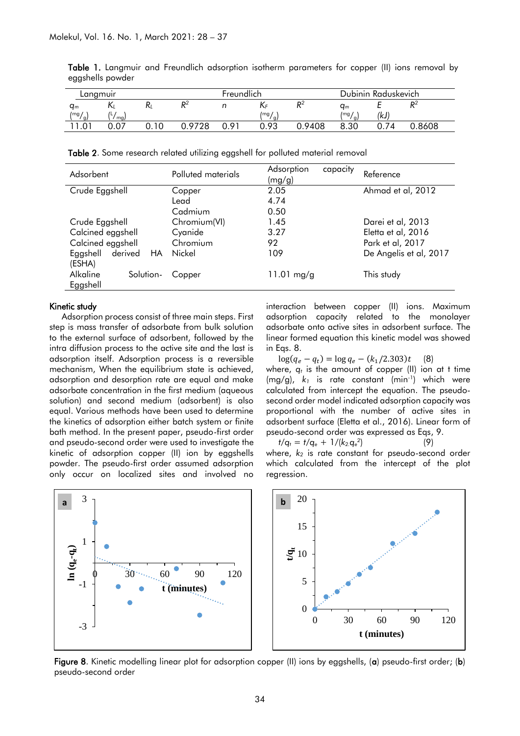**Table 1.** Langmuir and Freundlich adsorption isotherm parameters for copper (II) ions removal by eggshells powder

| Langmuir | | | | Freundlich | | | Dubinin Raduskevich | | |
|---|---|---|---|---|---|---|---|---|---|
| $q_m$ (mg/g) | $K_L$ (L/mg) | $R_L$ | $R^2$ | $n$ | $K_F$ (mg/g) | $R^2$ | $q_m$ (mg/g) | $E$ (kJ) | $R^2$ |
| 11.01 | 0.07 | 0.10 | 0.9728 | 0.91 | 0.93 | 0.9408 | 8.30 | 0.74 | 0.8608 |

**Table 2**. Some research related utilizing eggshell for polluted material removal

| Adsorbent | Polluted materials | Adsorption capacity (mg/g) | Reference |
|---|---|---|---|
| Crude Eggshell | Copper | 2.05 | Ahmad et al, 2012 |
| | Lead | 4.74 | |
| | Cadmium | 0.50 | |
| Crude Eggshell | Chromium(VI) | 1.45 | Darei et al, 2013 |
| Calcined eggshell | Cyanide | 3.27 | Eletta et al, 2016 |
| Calcined eggshell | Chromium | 92 | Park et al, 2017 |
| Eggshell derived HA (ESHA) | Nickel | 109 | De Angelis et al, 2017 |
| Alkaline Solution-Eggshell | Copper | 11.01 mg/g | This study |

### Kinetic study

Adsorption process consist of three main steps. First step is mass transfer of adsorbate from bulk solution to the external surface of adsorbent, followed by the intra diffusion process to the active site and the last is adsorption itself. Adsorption process is a reversible mechanism, When the equilibrium state is achieved, adsorption and desorption rate are equal and make adsorbate concentration in the first medium (aqueous solution) and second medium (adsorbent) is also equal. Various methods have been used to determine the kinetics of adsorption either batch system or finite bath method. In the present paper, pseudo-first order and pseudo-second order were used to investigate the kinetic of adsorption copper (II) ion by eggshells powder. The pseudo-first order assumed adsorption only occur on localized sites and involved no interaction between copper (II) ions. Maximum adsorption capacity related to the monolayer adsorbate onto active sites in adsorbent surface. The linear formed equation this kinetic model was showed in Eqs. 8.

$$\log(q_e - q_t) = \log q_e - (k_1/2.303)t \quad (8)$$

where, $q_t$ is the amount of copper (II) ion at t time (mg/g), $k_1$ is rate constant (min$^{-1}$) which were calculated from intercept the equation. The pseudo-second order model indicated adsorption capacity was proportional with the number of active sites in adsorbent surface (Eletta et al., 2016). Linear form of pseudo-second order was expressed as Eqs, 9.

$$t/q_t = t/q_e + 1/(k_2 q_e^2) \quad (9)$$

where, $k_2$ is rate constant for pseudo-second order which calculated from the intercept of the plot regression.

Figure 8. Kinetic modelling linear plot for adsorption copper (II) ions by eggshells, (**a**) pseudo-first order; (**b**) pseudo-second order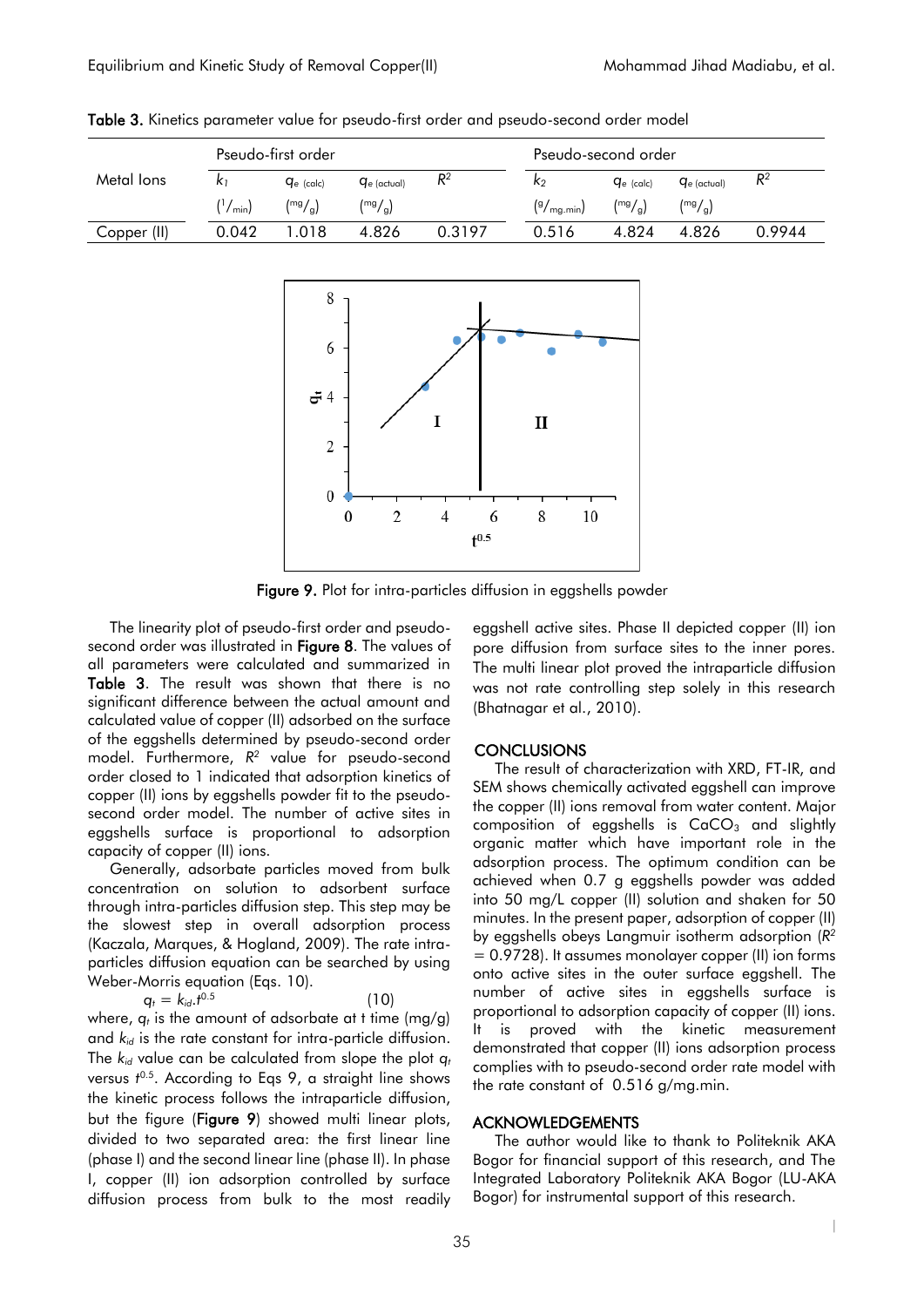Table 3. Kinetics parameter value for pseudo-first order and pseudo-second order model

| Metal Ions | Pseudo-first order | | | | Pseudo-second order | | | |
|---|---|---|---|---|---|---|---|---|
| | $k_1$ ($^1/_{min}$) | $q_{e\ (calc)}$ ($^{mg}/_g$) | $q_{e\ (actual)}$ ($^{mg}/_g$) | $R^2$ | $k_2$ ($^g/_{mg.min}$) | $q_{e\ (calc)}$ ($^{mg}/_g$) | $q_{e\ (actual)}$ ($^{mg}/_g$) | $R^2$ |
| Copper (II) | 0.042 | 1.018 | 4.826 | 0.3197 | 0.516 | 4.824 | 4.826 | 0.9944 |

Figure 9. Plot for intra-particles diffusion in eggshells powder

The linearity plot of pseudo-first order and pseudo-second order was illustrated in **Figure 8**. The values of all parameters were calculated and summarized in **Table 3**. The result was shown that there is no significant difference between the actual amount and calculated value of copper (II) adsorbed on the surface of the eggshells determined by pseudo-second order model. Furthermore, $R^2$ value for pseudo-second order closed to 1 indicated that adsorption kinetics of copper (II) ions by eggshells powder fit to the pseudo-second order model. The number of active sites in eggshells surface is proportional to adsorption capacity of copper (II) ions.

Generally, adsorbate particles moved from bulk concentration on solution to adsorbent surface through intra-particles diffusion step. This step may be the slowest step in overall adsorption process (Kaczala, Marques, & Hogland, 2009). The rate intra-particles diffusion equation can be searched by using Weber-Morris equation (Eqs. 10).

$$q_t = k_{id}.t^{0.5} \qquad (10)$$

where, $q_t$ is the amount of adsorbate at t time (mg/g) and $k_{id}$ is the rate constant for intra-particle diffusion. The $k_{id}$ value can be calculated from slope the plot $q_t$ versus $t^{0.5}$. According to Eqs 9, a straight line shows the kinetic process follows the intraparticle diffusion, but the figure (**Figure 9**) showed multi linear plots, divided to two separated area: the first linear line (phase I) and the second linear line (phase II). In phase I, copper (II) ion adsorption controlled by surface diffusion process from bulk to the most readily eggshell active sites. Phase II depicted copper (II) ion pore diffusion from surface sites to the inner pores. The multi linear plot proved the intraparticle diffusion was not rate controlling step solely in this research (Bhatnagar et al., 2010).

## CONCLUSIONS

The result of characterization with XRD, FT-IR, and SEM shows chemically activated eggshell can improve the copper (II) ions removal from water content. Major composition of eggshells is $CaCO_3$ and slightly organic matter which have important role in the adsorption process. The optimum condition can be achieved when 0.7 g eggshells powder was added into 50 mg/L copper (II) solution and shaken for 50 minutes. In the present paper, adsorption of copper (II) by eggshells obeys Langmuir isotherm adsorption ($R^2$ = 0.9728). It assumes monolayer copper (II) ion forms onto active sites in the outer surface eggshell. The number of active sites in eggshells surface is proportional to adsorption capacity of copper (II) ions. It is proved with the kinetic measurement demonstrated that copper (II) ions adsorption process complies with to pseudo-second order rate model with the rate constant of 0.516 g/mg.min.

## ACKNOWLEDGEMENTS

The author would like to thank to Politeknik AKA Bogor for financial support of this research, and The Integrated Laboratory Politeknik AKA Bogor (LU-AKA Bogor) for instrumental support of this research.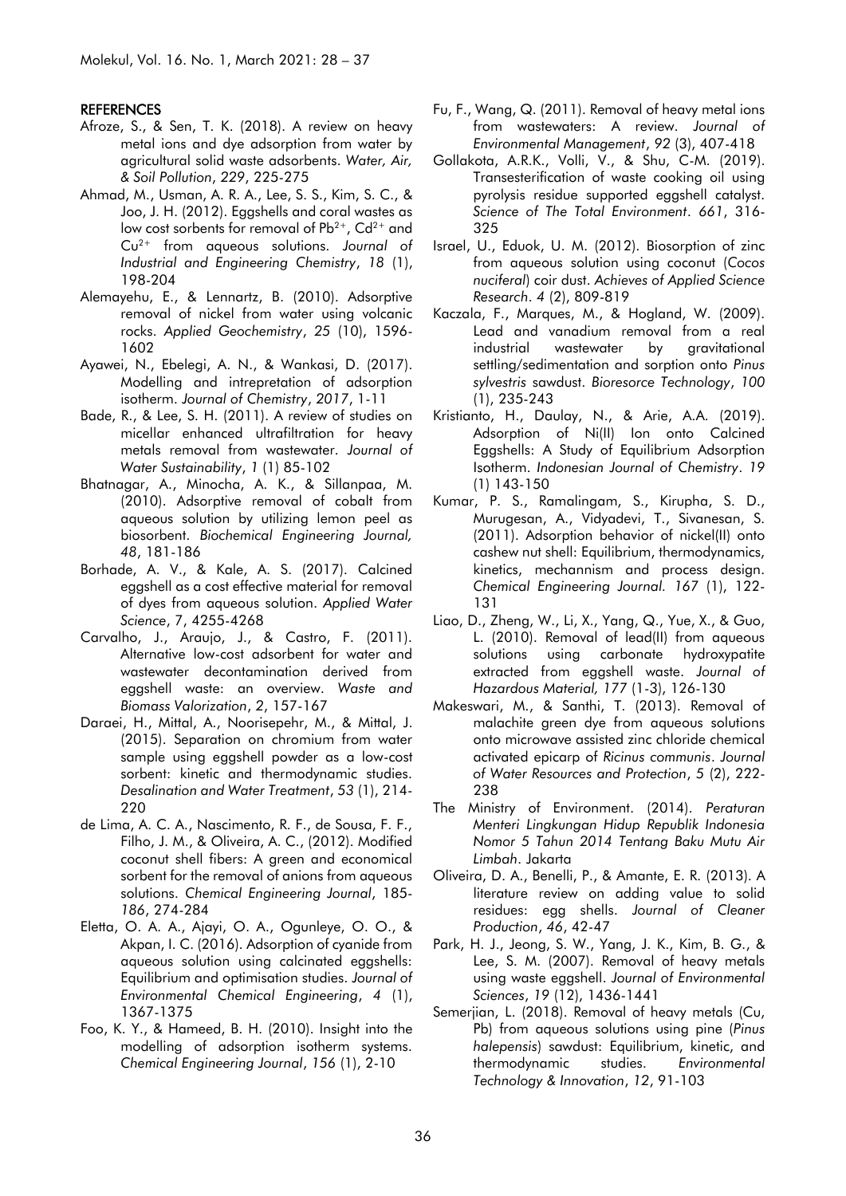## REFERENCES

Afroze, S., & Sen, T. K. (2018). A review on heavy metal ions and dye adsorption from water by agricultural solid waste adsorbents. *Water, Air, & Soil Pollution*, *229*, 225-275

Ahmad, M., Usman, A. R. A., Lee, S. S., Kim, S. C., & Joo, J. H. (2012). Eggshells and coral wastes as low cost sorbents for removal of $Pb^{2+}$, $Cd^{2+}$ and $Cu^{2+}$ from aqueous solutions. *Journal of Industrial and Engineering Chemistry*, *18* (1), 198-204

Alemayehu, E., & Lennartz, B. (2010). Adsorptive removal of nickel from water using volcanic rocks. *Applied Geochemistry*, *25* (10), 1596-1602

Ayawei, N., Ebelegi, A. N., & Wankasi, D. (2017). Modelling and intrepretation of adsorption isotherm. *Journal of Chemistry*, *2017*, 1-11

Bade, R., & Lee, S. H. (2011). A review of studies on micellar enhanced ultrafiltration for heavy metals removal from wastewater. *Journal of Water Sustainability*, *1* (1) 85-102

Bhatnagar, A., Minocha, A. K., & Sillanpaa, M. (2010). Adsorptive removal of cobalt from aqueous solution by utilizing lemon peel as biosorbent. *Biochemical Engineering Journal, 48*, 181-186

Borhade, A. V., & Kale, A. S. (2017). Calcined eggshell as a cost effective material for removal of dyes from aqueous solution. *Applied Water Science*, 7, 4255-4268

Carvalho, J., Araujo, J., & Castro, F. (2011). Alternative low-cost adsorbent for water and wastewater decontamination derived from eggshell waste: an overview. *Waste and Biomass Valorization*, *2*, 157-167

Daraei, H., Mittal, A., Noorisepehr, M., & Mittal, J. (2015). Separation on chromium from water sample using eggshell powder as a low-cost sorbent: kinetic and thermodynamic studies. *Desalination and Water Treatment*, *53* (1), 214-220

de Lima, A. C. A., Nascimento, R. F., de Sousa, F. F., Filho, J. M., & Oliveira, A. C., (2012). Modified coconut shell fibers: A green and economical sorbent for the removal of anions from aqueous solutions. *Chemical Engineering Journal*, *185-186*, 274-284

Eletta, O. A. A., Ajayi, O. A., Ogunleye, O. O., & Akpan, I. C. (2016). Adsorption of cyanide from aqueous solution using calcinated eggshells: Equilibrium and optimisation studies. *Journal of Environmental Chemical Engineering*, *4* (1), 1367-1375

Foo, K. Y., & Hameed, B. H. (2010). Insight into the modelling of adsorption isotherm systems. *Chemical Engineering Journal*, *156* (1), 2-10

Fu, F., Wang, Q. (2011). Removal of heavy metal ions from wastewaters: A review. *Journal of Environmental Management*, *92* (3), 407-418

Gollakota, A.R.K., Volli, V., & Shu, C-M. (2019). Transesterification of waste cooking oil using pyrolysis residue supported eggshell catalyst. *Science of The Total Environment*. *661*, 316-325

Israel, U., Eduok, U. M. (2012). Biosorption of zinc from aqueous solution using coconut (*Cocos nuciferal*) coir dust. *Achieves of Applied Science Research*. *4* (2), 809-819

Kaczala, F., Marques, M., & Hogland, W. (2009). Lead and vanadium removal from a real industrial wastewater by gravitational settling/sedimentation and sorption onto *Pinus sylvestris* sawdust. *Bioresorce Technology*, *100* (1), 235-243

Kristianto, H., Daulay, N., & Arie, A.A. (2019). Adsorption of Ni(II) Ion onto Calcined Eggshells: A Study of Equilibrium Adsorption Isotherm. *Indonesian Journal of Chemistry*. *19* (1) 143-150

Kumar, P. S., Ramalingam, S., Kirupha, S. D., Murugesan, A., Vidyadevi, T., Sivanesan, S. (2011). Adsorption behavior of nickel(II) onto cashew nut shell: Equilibrium, thermodynamics, kinetics, mechannism and process design. *Chemical Engineering Journal*. *167* (1), 122-131

Liao, D., Zheng, W., Li, X., Yang, Q., Yue, X., & Guo, L. (2010). Removal of lead(II) from aqueous solutions using carbonate hydroxypatite extracted from eggshell waste. *Journal of Hazardous Material, 177* (1-3), 126-130

Makeswari, M., & Santhi, T. (2013). Removal of malachite green dye from aqueous solutions onto microwave assisted zinc chloride chemical activated epicarp of *Ricinus communis*. *Journal of Water Resources and Protection*, *5* (2), 222-238

The Ministry of Environment. (2014). *Peraturan Menteri Lingkungan Hidup Republik Indonesia Nomor 5 Tahun 2014 Tentang Baku Mutu Air Limbah*. Jakarta

Oliveira, D. A., Benelli, P., & Amante, E. R. (2013). A literature review on adding value to solid residues: egg shells. *Journal of Cleaner Production*, *46*, 42-47

Park, H. J., Jeong, S. W., Yang, J. K., Kim, B. G., & Lee, S. M. (2007). Removal of heavy metals using waste eggshell. *Journal of Environmental Sciences*, *19* (12), 1436-1441

Semerjian, L. (2018). Removal of heavy metals (Cu, Pb) from aqueous solutions using pine (*Pinus halepensis*) sawdust: Equilibrium, kinetic, and thermodynamic studies. *Environmental Technology & Innovation*, *12*, 91-103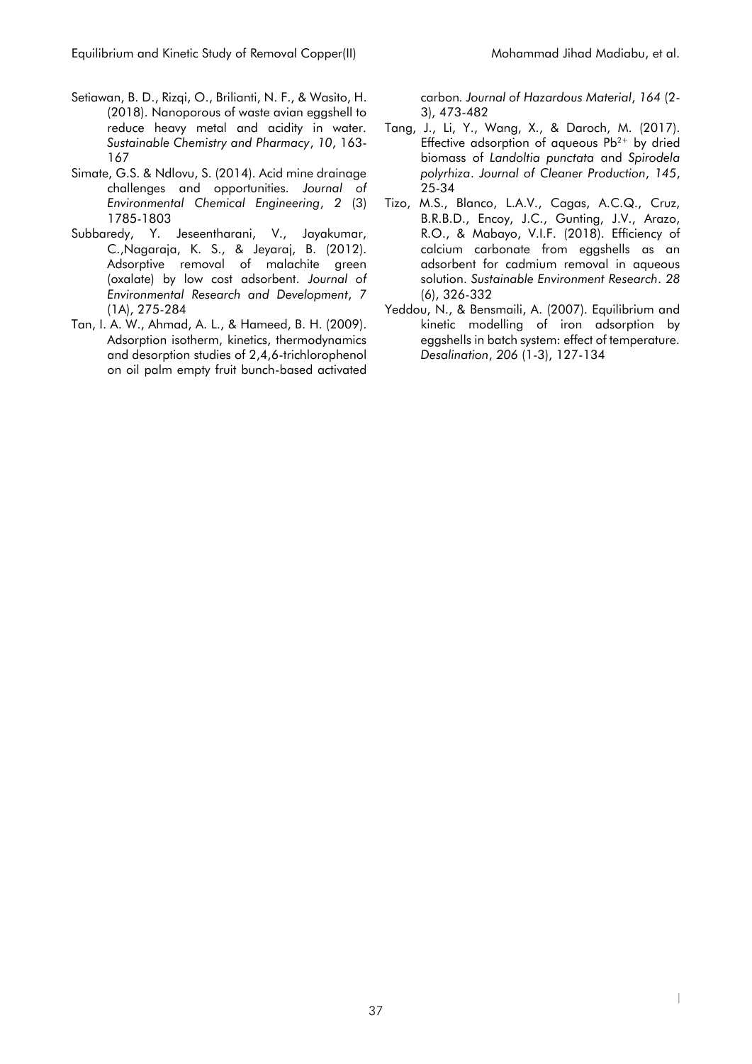Setiawan, B. D., Rizqi, O., Brilianti, N. F., & Wasito, H. (2018). Nanoporous of waste avian eggshell to reduce heavy metal and acidity in water. *Sustainable Chemistry and Pharmacy*, *10*, 163-167

Simate, G.S. & Ndlovu, S. (2014). Acid mine drainage challenges and opportunities. *Journal of Environmental Chemical Engineering*, *2* (3) 1785-1803

Subbaredy, Y. Jeseentharani, V., Jayakumar, C.,Nagaraja, K. S., & Jeyaraj, B. (2012). Adsorptive removal of malachite green (oxalate) by low cost adsorbent. *Journal of Environmental Research and Development*, *7* (1A), 275-284

Tan, I. A. W., Ahmad, A. L., & Hameed, B. H. (2009). Adsorption isotherm, kinetics, thermodynamics and desorption studies of 2,4,6-trichlorophenol on oil palm empty fruit bunch-based activated carbon. *Journal of Hazardous Material*, *164* (2-3), 473-482

Tang, J., Li, Y., Wang, X., & Daroch, M. (2017). Effective adsorption of aqueous $Pb^{2+}$ by dried biomass of *Landoltia punctata* and *Spirodela polyrhiza*. *Journal of Cleaner Production*, *145*, 25-34

Tizo, M.S., Blanco, L.A.V., Cagas, A.C.Q., Cruz, B.R.B.D., Encoy, J.C., Gunting, J.V., Arazo, R.O., & Mabayo, V.I.F. (2018). Efficiency of calcium carbonate from eggshells as an adsorbent for cadmium removal in aqueous solution. *Sustainable Environment Research*. *28* (6), 326-332

Yeddou, N., & Bensmaili, A. (2007). Equilibrium and kinetic modelling of iron adsorption by eggshells in batch system: effect of temperature. *Desalination*, *206* (1-3), 127-134